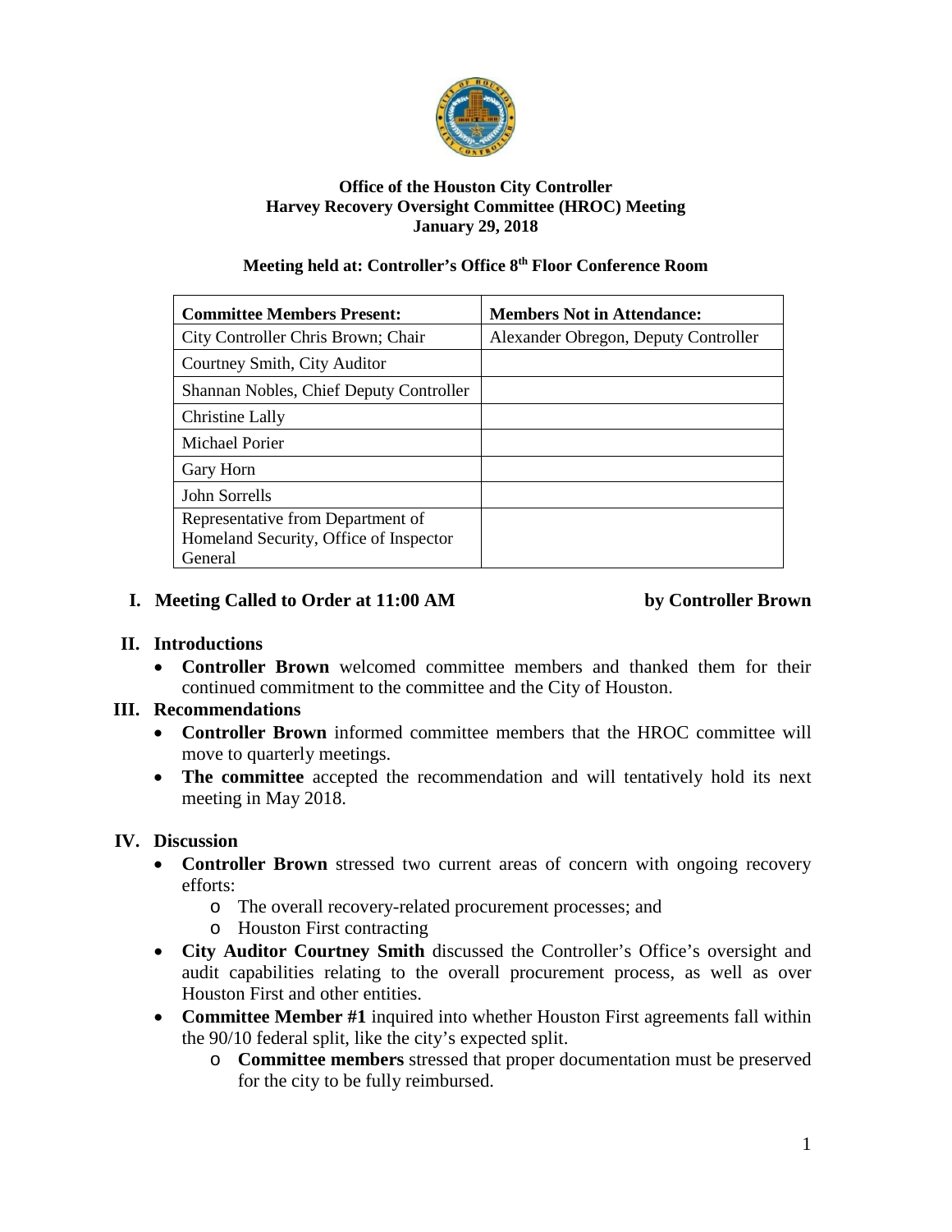**Office of the Houston City Controller**
**Harvey Recovery Oversight Committee (HROC) Meeting**
**January 29, 2018**

**Meeting held at: Controller's Office 8th Floor Conference Room**

| Committee Members Present: | Members Not in Attendance: |
|---|---|
| City Controller Chris Brown; Chair | Alexander Obregon, Deputy Controller |
| Courtney Smith, City Auditor | |
| Shannan Nobles, Chief Deputy Controller | |
| Christine Lally | |
| Michael Porier | |
| Gary Horn | |
| John Sorrells | |
| Representative from Department of Homeland Security, Office of Inspector General | |

## I. Meeting Called to Order at 11:00 AM by Controller Brown

## II. Introductions

- **Controller Brown** welcomed committee members and thanked them for their continued commitment to the committee and the City of Houston.

## III. Recommendations

- **Controller Brown** informed committee members that the HROC committee will move to quarterly meetings.
- **The committee** accepted the recommendation and will tentatively hold its next meeting in May 2018.

## IV. Discussion

- **Controller Brown** stressed two current areas of concern with ongoing recovery efforts:
  - The overall recovery-related procurement processes; and
  - Houston First contracting
- **City Auditor Courtney Smith** discussed the Controller's Office's oversight and audit capabilities relating to the overall procurement process, as well as over Houston First and other entities.
- **Committee Member #1** inquired into whether Houston First agreements fall within the 90/10 federal split, like the city's expected split.
  - **Committee members** stressed that proper documentation must be preserved for the city to be fully reimbursed.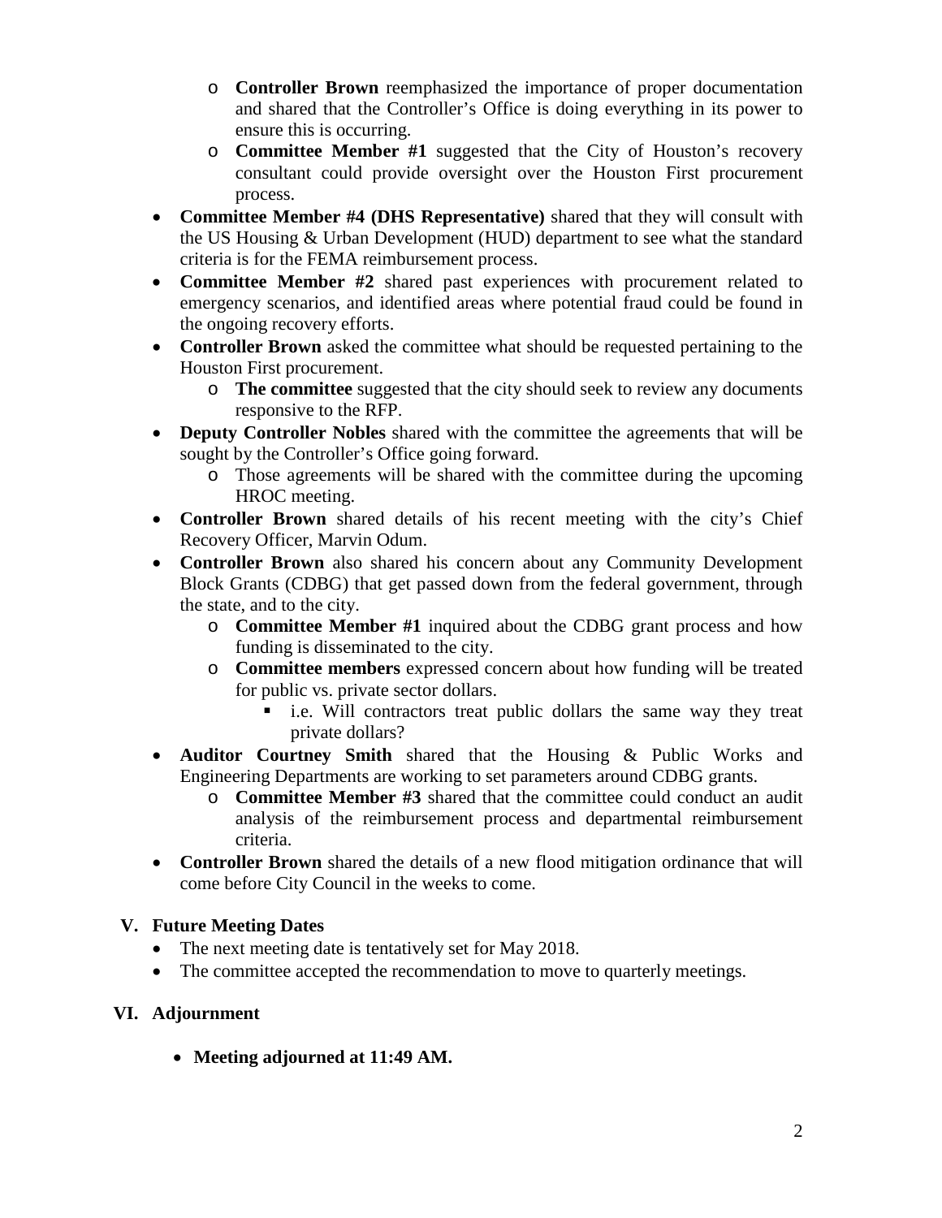- **Controller Brown** reemphasized the importance of proper documentation and shared that the Controller's Office is doing everything in its power to ensure this is occurring.
    - **Committee Member #1** suggested that the City of Houston's recovery consultant could provide oversight over the Houston First procurement process.
- **Committee Member #4 (DHS Representative)** shared that they will consult with the US Housing & Urban Development (HUD) department to see what the standard criteria is for the FEMA reimbursement process.
- **Committee Member #2** shared past experiences with procurement related to emergency scenarios, and identified areas where potential fraud could be found in the ongoing recovery efforts.
- **Controller Brown** asked the committee what should be requested pertaining to the Houston First procurement.
    - **The committee** suggested that the city should seek to review any documents responsive to the RFP.
- **Deputy Controller Nobles** shared with the committee the agreements that will be sought by the Controller's Office going forward.
    - Those agreements will be shared with the committee during the upcoming HROC meeting.
- **Controller Brown** shared details of his recent meeting with the city's Chief Recovery Officer, Marvin Odum.
- **Controller Brown** also shared his concern about any Community Development Block Grants (CDBG) that get passed down from the federal government, through the state, and to the city.
    - **Committee Member #1** inquired about the CDBG grant process and how funding is disseminated to the city.
    - **Committee members** expressed concern about how funding will be treated for public vs. private sector dollars.
        - i.e. Will contractors treat public dollars the same way they treat private dollars?
- **Auditor Courtney Smith** shared that the Housing & Public Works and Engineering Departments are working to set parameters around CDBG grants.
    - **Committee Member #3** shared that the committee could conduct an audit analysis of the reimbursement process and departmental reimbursement criteria.
- **Controller Brown** shared the details of a new flood mitigation ordinance that will come before City Council in the weeks to come.

## V. Future Meeting Dates

- The next meeting date is tentatively set for May 2018.
- The committee accepted the recommendation to move to quarterly meetings.

## VI. Adjournment

- **Meeting adjourned at 11:49 AM.**